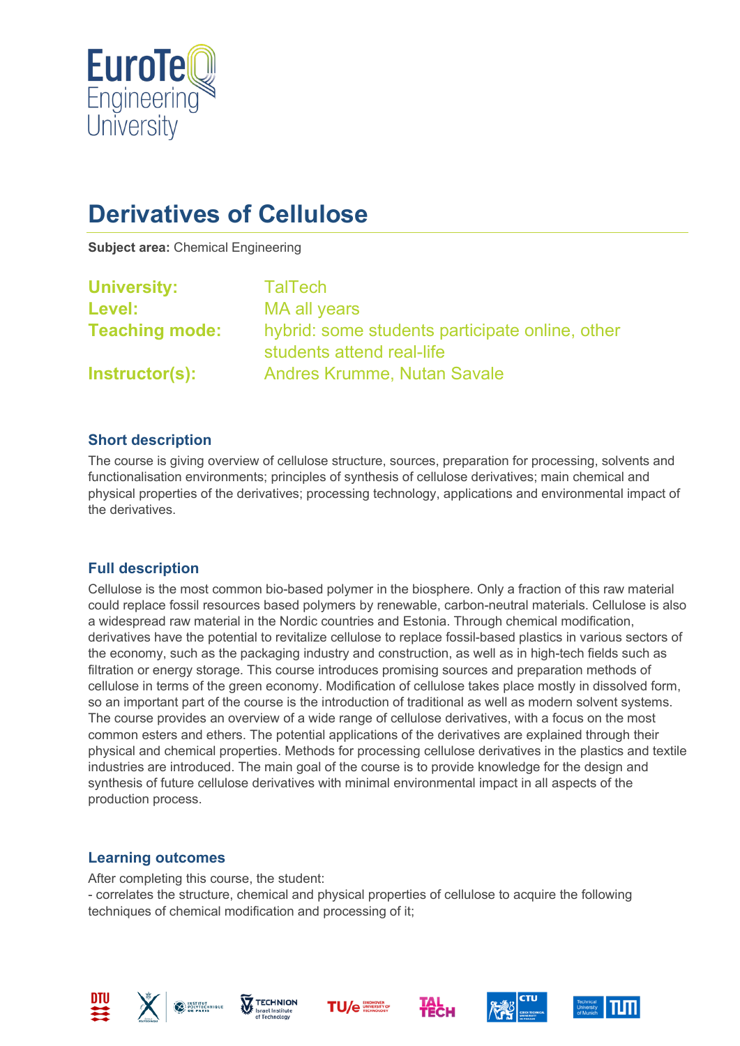# Derivatives of Cellulose

**Subject area:** Chemical Engineering

**University:** TalTech
**Level:** MA all years
**Teaching mode:** hybrid: some students participate online, other students attend real-life
**Instructor(s):** Andres Krumme, Nutan Savale

## Short description

The course is giving overview of cellulose structure, sources, preparation for processing, solvents and functionalisation environments; principles of synthesis of cellulose derivatives; main chemical and physical properties of the derivatives; processing technology, applications and environmental impact of the derivatives.

## Full description

Cellulose is the most common bio-based polymer in the biosphere. Only a fraction of this raw material could replace fossil resources based polymers by renewable, carbon-neutral materials. Cellulose is also a widespread raw material in the Nordic countries and Estonia. Through chemical modification, derivatives have the potential to revitalize cellulose to replace fossil-based plastics in various sectors of the economy, such as the packaging industry and construction, as well as in high-tech fields such as filtration or energy storage. This course introduces promising sources and preparation methods of cellulose in terms of the green economy. Modification of cellulose takes place mostly in dissolved form, so an important part of the course is the introduction of traditional as well as modern solvent systems. The course provides an overview of a wide range of cellulose derivatives, with a focus on the most common esters and ethers. The potential applications of the derivatives are explained through their physical and chemical properties. Methods for processing cellulose derivatives in the plastics and textile industries are introduced. The main goal of the course is to provide knowledge for the design and synthesis of future cellulose derivatives with minimal environmental impact in all aspects of the production process.

## Learning outcomes

After completing this course, the student:
- correlates the structure, chemical and physical properties of cellulose to acquire the following techniques of chemical modification and processing of it;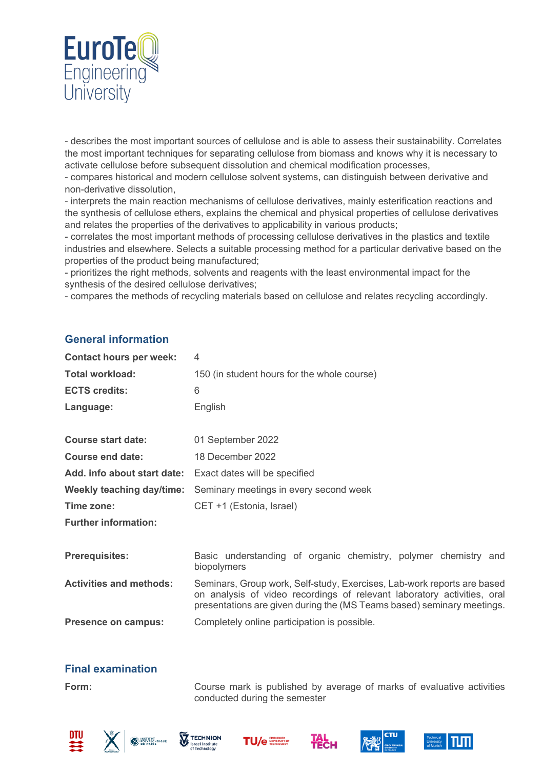- describes the most important sources of cellulose and is able to assess their sustainability. Correlates the most important techniques for separating cellulose from biomass and knows why it is necessary to activate cellulose before subsequent dissolution and chemical modification processes,
- compares historical and modern cellulose solvent systems, can distinguish between derivative and non-derivative dissolution,
- interprets the main reaction mechanisms of cellulose derivatives, mainly esterification reactions and the synthesis of cellulose ethers, explains the chemical and physical properties of cellulose derivatives and relates the properties of the derivatives to applicability in various products;
- correlates the most important methods of processing cellulose derivatives in the plastics and textile industries and elsewhere. Selects a suitable processing method for a particular derivative based on the properties of the product being manufactured;
- prioritizes the right methods, solvents and reagents with the least environmental impact for the synthesis of the desired cellulose derivatives;
- compares the methods of recycling materials based on cellulose and relates recycling accordingly.

## General information

**Contact hours per week:** 4

**Total workload:** 150 (in student hours for the whole course)

**ECTS credits:** 6

**Language:** English

**Course start date:** 01 September 2022

**Course end date:** 18 December 2022

**Add. info about start date:** Exact dates will be specified

**Weekly teaching day/time:** Seminary meetings in every second week

**Time zone:** CET +1 (Estonia, Israel)

**Further information:**

**Prerequisites:** Basic understanding of organic chemistry, polymer chemistry and biopolymers

**Activities and methods:** Seminars, Group work, Self-study, Exercises, Lab-work reports are based on analysis of video recordings of relevant laboratory activities, oral presentations are given during the (MS Teams based) seminary meetings.

**Presence on campus:** Completely online participation is possible.

## Final examination

**Form:** Course mark is published by average of marks of evaluative activities conducted during the semester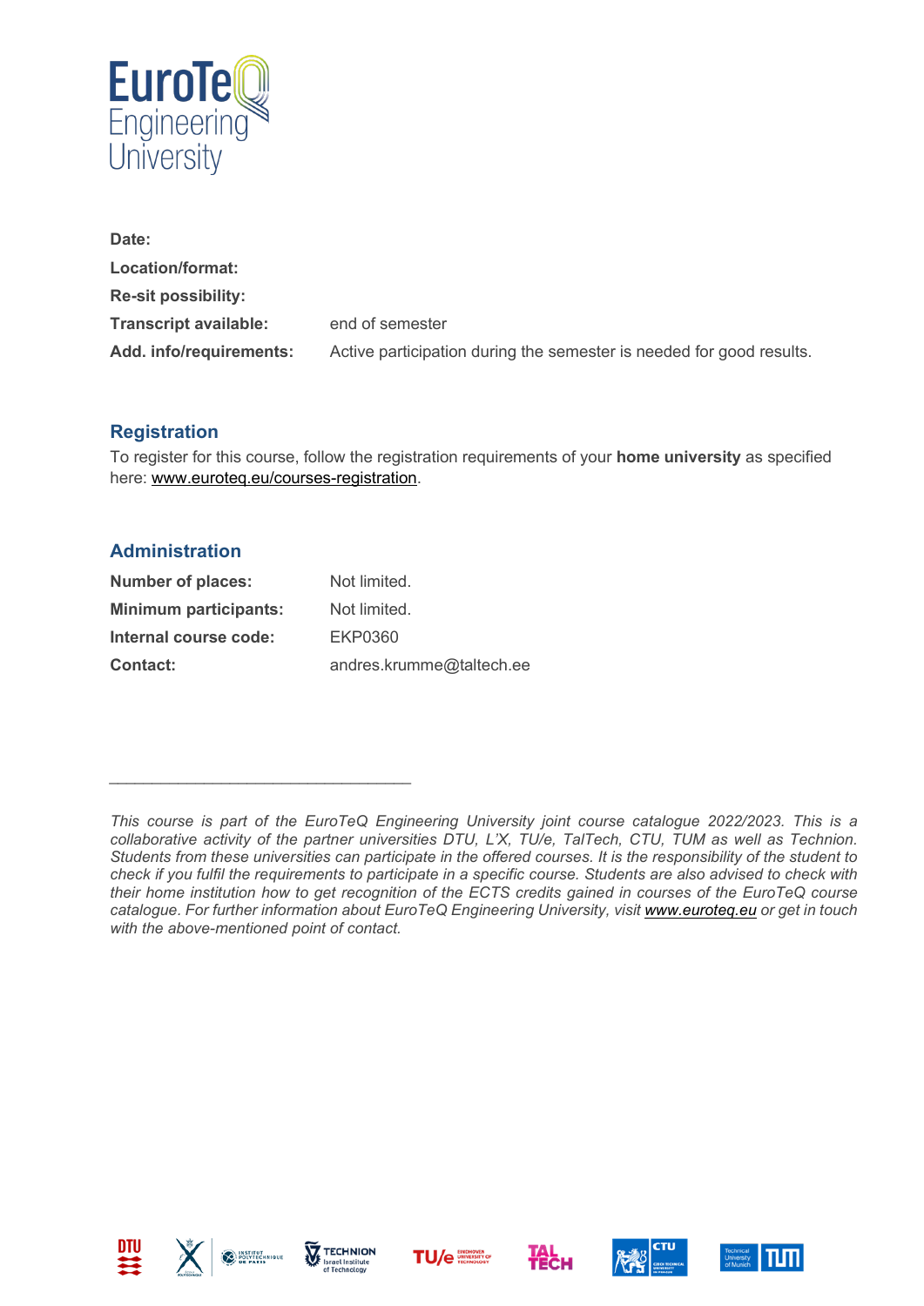| | |
|---|---|
| **Date:** | |
| **Location/format:** | |
| **Re-sit possibility:** | |
| **Transcript available:** | end of semester |
| **Add. info/requirements:** | Active participation during the semester is needed for good results. |

## Registration

To register for this course, follow the registration requirements of your **home university** as specified here: www.euroteq.eu/courses-registration.

## Administration

| | |
|---|---|
| **Number of places:** | Not limited. |
| **Minimum participants:** | Not limited. |
| **Internal course code:** | EKP0360 |
| **Contact:** | andres.krumme@taltech.ee |

---

*This course is part of the EuroTeQ Engineering University joint course catalogue 2022/2023. This is a collaborative activity of the partner universities DTU, L'X, TU/e, TalTech, CTU, TUM as well as Technion. Students from these universities can participate in the offered courses. It is the responsibility of the student to check if you fulfil the requirements to participate in a specific course. Students are also advised to check with their home institution how to get recognition of the ECTS credits gained in courses of the EuroTeQ course catalogue. For further information about EuroTeQ Engineering University, visit www.euroteq.eu or get in touch with the above-mentioned point of contact.*